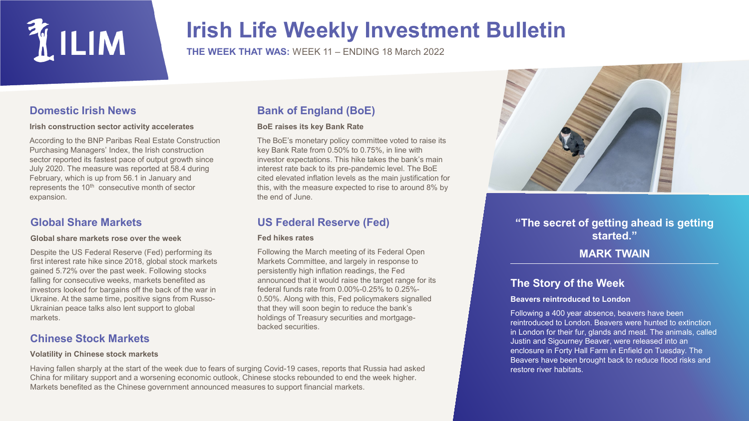ILIM

# Irish Life Weekly Investment Bulletin

**THE WEEK THAT WAS:** WEEK 11 – ENDING 18 March 2022

## Domestic Irish News

**Irish construction sector activity accelerates**

According to the BNP Paribas Real Estate Construction Purchasing Managers' Index, the Irish construction sector reported its fastest pace of output growth since July 2020. The measure was reported at 58.4 during February, which is up from 56.1 in January and represents the 10th consecutive month of sector expansion.

## Global Share Markets

**Global share markets rose over the week**

Despite the US Federal Reserve (Fed) performing its first interest rate hike since 2018, global stock markets gained 5.72% over the past week. Following stocks falling for consecutive weeks, markets benefited as investors looked for bargains off the back of the war in Ukraine. At the same time, positive signs from Russo-Ukrainian peace talks also lent support to global markets.

## Chinese Stock Markets

**Volatility in Chinese stock markets**

Having fallen sharply at the start of the week due to fears of surging Covid-19 cases, reports that Russia had asked China for military support and a worsening economic outlook, Chinese stocks rebounded to end the week higher. Markets benefited as the Chinese government announced measures to support financial markets.

## Bank of England (BoE)

**BoE raises its key Bank Rate**

The BoE's monetary policy committee voted to raise its key Bank Rate from 0.50% to 0.75%, in line with investor expectations. This hike takes the bank's main interest rate back to its pre-pandemic level. The BoE cited elevated inflation levels as the main justification for this, with the measure expected to rise to around 8% by the end of June.

## US Federal Reserve (Fed)

**Fed hikes rates**

Following the March meeting of its Federal Open Markets Committee, and largely in response to persistently high inflation readings, the Fed announced that it would raise the target range for its federal funds rate from 0.00%-0.25% to 0.25%-0.50%. Along with this, Fed policymakers signalled that they will soon begin to reduce the bank's holdings of Treasury securities and mortgage-backed securities.

**"The secret of getting ahead is getting started."**

**MARK TWAIN**

## The Story of the Week

**Beavers reintroduced to London**

Following a 400 year absence, beavers have been reintroduced to London. Beavers were hunted to extinction in London for their fur, glands and meat. The animals, called Justin and Sigourney Beaver, were released into an enclosure in Forty Hall Farm in Enfield on Tuesday. The Beavers have been brought back to reduce flood risks and restore river habitats.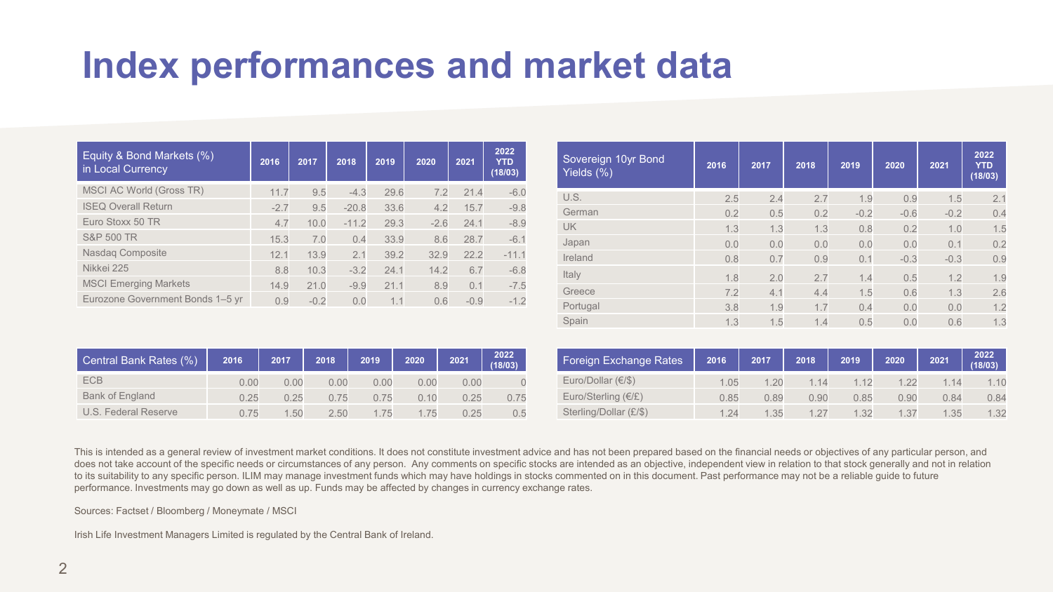# Index performances and market data

| Equity & Bond Markets (%) in Local Currency | 2016 | 2017 | 2018 | 2019 | 2020 | 2021 | 2022 YTD (18/03) |
|---|---|---|---|---|---|---|---|
| MSCI AC World (Gross TR) | 11.7 | 9.5 | -4.3 | 29.6 | 7.2 | 21.4 | -6.0 |
| ISEQ Overall Return | -2.7 | 9.5 | -20.8 | 33.6 | 4.2 | 15.7 | -9.8 |
| Euro Stoxx 50 TR | 4.7 | 10.0 | -11.2 | 29.3 | -2.6 | 24.1 | -8.9 |
| S&P 500 TR | 15.3 | 7.0 | 0.4 | 33.9 | 8.6 | 28.7 | -6.1 |
| Nasdaq Composite | 12.1 | 13.9 | 2.1 | 39.2 | 32.9 | 22.2 | -11.1 |
| Nikkei 225 | 8.8 | 10.3 | -3.2 | 24.1 | 14.2 | 6.7 | -6.8 |
| MSCI Emerging Markets | 14.9 | 21.0 | -9.9 | 21.1 | 8.9 | 0.1 | -7.5 |
| Eurozone Government Bonds 1–5 yr | 0.9 | -0.2 | 0.0 | 1.1 | 0.6 | -0.9 | -1.2 |

| Sovereign 10yr Bond Yields (%) | 2016 | 2017 | 2018 | 2019 | 2020 | 2021 | 2022 YTD (18/03) |
|---|---|---|---|---|---|---|---|
| U.S. | 2.5 | 2.4 | 2.7 | 1.9 | 0.9 | 1.5 | 2.1 |
| German | 0.2 | 0.5 | 0.2 | -0.2 | -0.6 | -0.2 | 0.4 |
| UK | 1.3 | 1.3 | 1.3 | 0.8 | 0.2 | 1.0 | 1.5 |
| Japan | 0.0 | 0.0 | 0.0 | 0.0 | 0.0 | 0.1 | 0.2 |
| Ireland | 0.8 | 0.7 | 0.9 | 0.1 | -0.3 | -0.3 | 0.9 |
| Italy | 1.8 | 2.0 | 2.7 | 1.4 | 0.5 | 1.2 | 1.9 |
| Greece | 7.2 | 4.1 | 4.4 | 1.5 | 0.6 | 1.3 | 2.6 |
| Portugal | 3.8 | 1.9 | 1.7 | 0.4 | 0.0 | 0.0 | 1.2 |
| Spain | 1.3 | 1.5 | 1.4 | 0.5 | 0.0 | 0.6 | 1.3 |

| Central Bank Rates (%) | 2016 | 2017 | 2018 | 2019 | 2020 | 2021 | 2022 (18/03) |
|---|---|---|---|---|---|---|---|
| ECB | 0.00 | 0.00 | 0.00 | 0.00 | 0.00 | 0.00 | 0 |
| Bank of England | 0.25 | 0.25 | 0.75 | 0.75 | 0.10 | 0.25 | 0.75 |
| U.S. Federal Reserve | 0.75 | 1.50 | 2.50 | 1.75 | 1.75 | 0.25 | 0.5 |

| Foreign Exchange Rates | 2016 | 2017 | 2018 | 2019 | 2020 | 2021 | 2022 (18/03) |
|---|---|---|---|---|---|---|---|
| Euro/Dollar (€/$) | 1.05 | 1.20 | 1.14 | 1.12 | 1.22 | 1.14 | 1.10 |
| Euro/Sterling (€/£) | 0.85 | 0.89 | 0.90 | 0.85 | 0.90 | 0.84 | 0.84 |
| Sterling/Dollar (£/$) | 1.24 | 1.35 | 1.27 | 1.32 | 1.37 | 1.35 | 1.32 |

This is intended as a general review of investment market conditions. It does not constitute investment advice and has not been prepared based on the financial needs or objectives of any particular person, and does not take account of the specific needs or circumstances of any person. Any comments on specific stocks are intended as an objective, independent view in relation to that stock generally and not in relation to its suitability to any specific person. ILIM may manage investment funds which may have holdings in stocks commented on in this document. Past performance may not be a reliable guide to future performance. Investments may go down as well as up. Funds may be affected by changes in currency exchange rates.

Sources: Factset / Bloomberg / Moneymate / MSCI

Irish Life Investment Managers Limited is regulated by the Central Bank of Ireland.